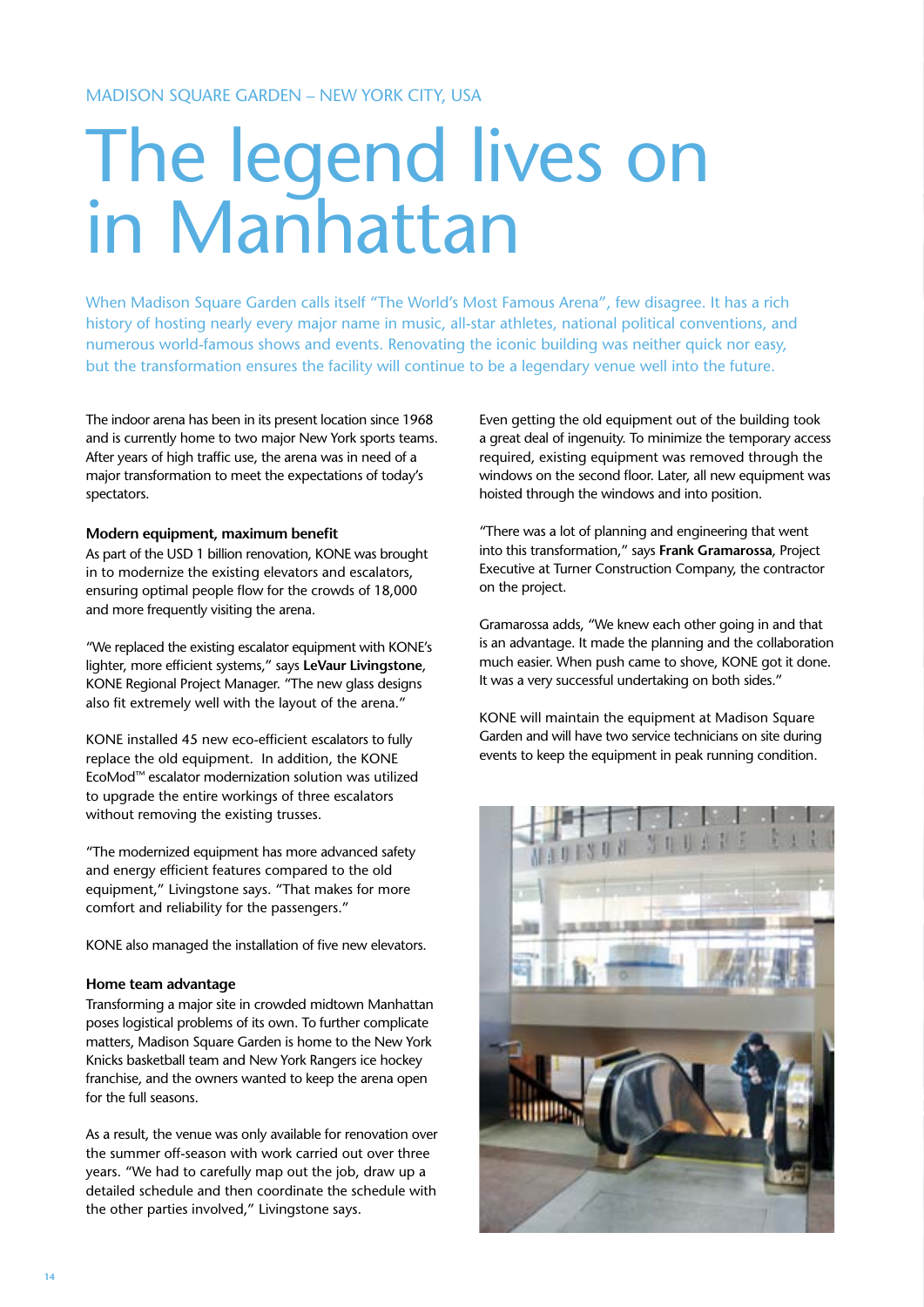MADISON SQUARE GARDEN – NEW YORK CITY, USA

# The legend lives on in Manhattan

When Madison Square Garden calls itself "The World's Most Famous Arena", few disagree. It has a rich history of hosting nearly every major name in music, all-star athletes, national political conventions, and numerous world-famous shows and events. Renovating the iconic building was neither quick nor easy, but the transformation ensures the facility will continue to be a legendary venue well into the future.

The indoor arena has been in its present location since 1968 and is currently home to two major New York sports teams. After years of high traffic use, the arena was in need of a major transformation to meet the expectations of today's spectators.

### Modern equipment, maximum benefit

As part of the USD 1 billion renovation, KONE was brought in to modernize the existing elevators and escalators, ensuring optimal people flow for the crowds of 18,000 and more frequently visiting the arena.

"We replaced the existing escalator equipment with KONE's lighter, more efficient systems," says **LeVaur Livingstone**, KONE Regional Project Manager. "The new glass designs also fit extremely well with the layout of the arena."

KONE installed 45 new eco-efficient escalators to fully replace the old equipment. In addition, the KONE EcoMod™ escalator modernization solution was utilized to upgrade the entire workings of three escalators without removing the existing trusses.

"The modernized equipment has more advanced safety and energy efficient features compared to the old equipment," Livingstone says. "That makes for more comfort and reliability for the passengers."

KONE also managed the installation of five new elevators.

### Home team advantage

Transforming a major site in crowded midtown Manhattan poses logistical problems of its own. To further complicate matters, Madison Square Garden is home to the New York Knicks basketball team and New York Rangers ice hockey franchise, and the owners wanted to keep the arena open for the full seasons.

As a result, the venue was only available for renovation over the summer off-season with work carried out over three years. "We had to carefully map out the job, draw up a detailed schedule and then coordinate the schedule with the other parties involved," Livingstone says.

Even getting the old equipment out of the building took a great deal of ingenuity. To minimize the temporary access required, existing equipment was removed through the windows on the second floor. Later, all new equipment was hoisted through the windows and into position.

"There was a lot of planning and engineering that went into this transformation," says **Frank Gramarossa**, Project Executive at Turner Construction Company, the contractor on the project.

Gramarossa adds, "We knew each other going in and that is an advantage. It made the planning and the collaboration much easier. When push came to shove, KONE got it done. It was a very successful undertaking on both sides."

KONE will maintain the equipment at Madison Square Garden and will have two service technicians on site during events to keep the equipment in peak running condition.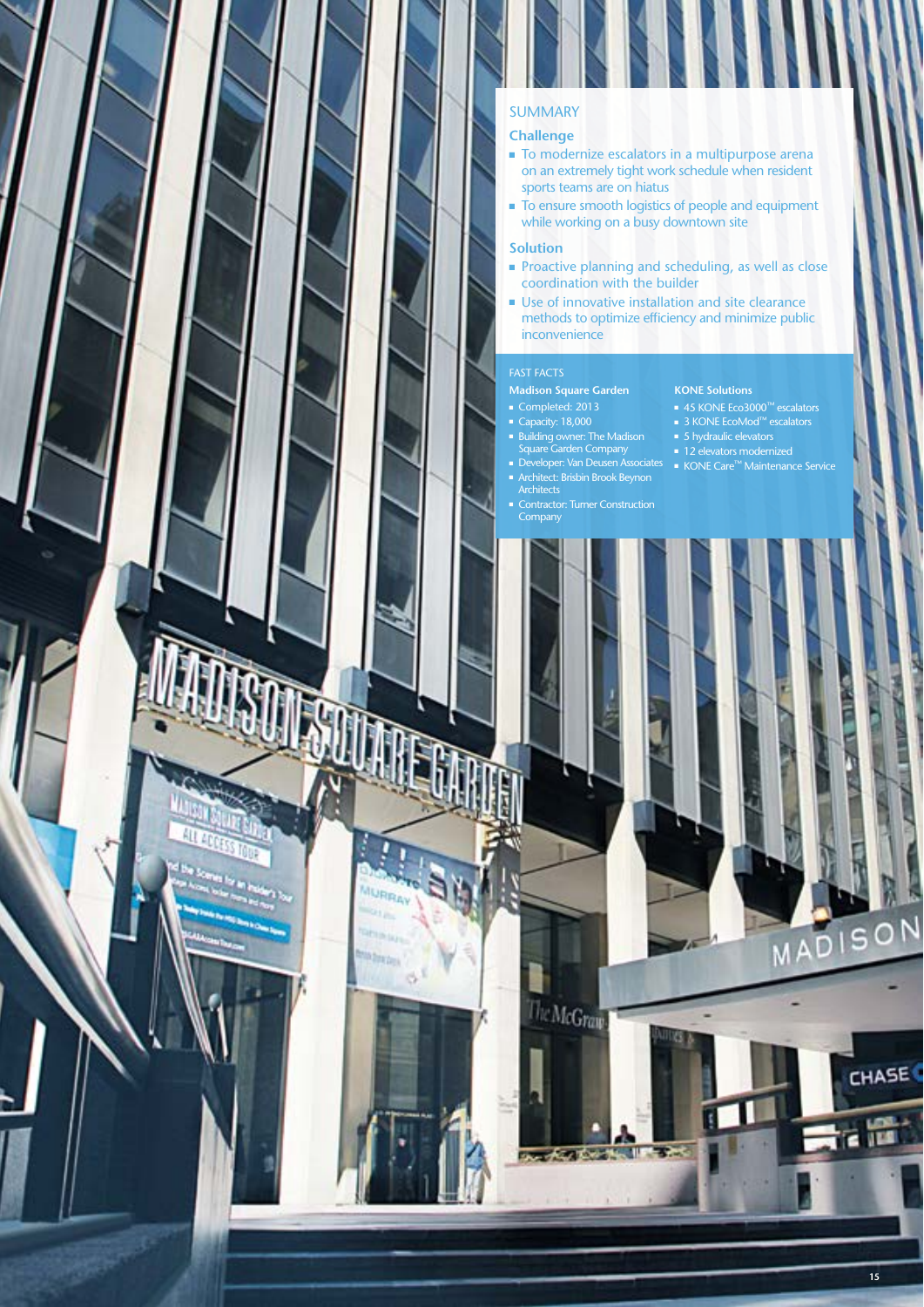SUMMARY

## Challenge

- To modernize escalators in a multipurpose arena on an extremely tight work schedule when resident sports teams are on hiatus
- To ensure smooth logistics of people and equipment while working on a busy downtown site

## Solution

- Proactive planning and scheduling, as well as close coordination with the builder
- Use of innovative installation and site clearance methods to optimize efficiency and minimize public inconvenience

FAST FACTS

### Madison Square Garden

- Completed: 2013
- Capacity: 18,000
- Building owner: The Madison Square Garden Company
- Developer: Van Deusen Associates
- Architect: Brisbin Brook Beynon Architects
- Contractor: Turner Construction Company

### KONE Solutions

- 45 KONE Eco3000™ escalators
- 3 KONE EcoMod™ escalators
- 5 hydraulic elevators
- 12 elevators modernized
- KONE Care™ Maintenance Service